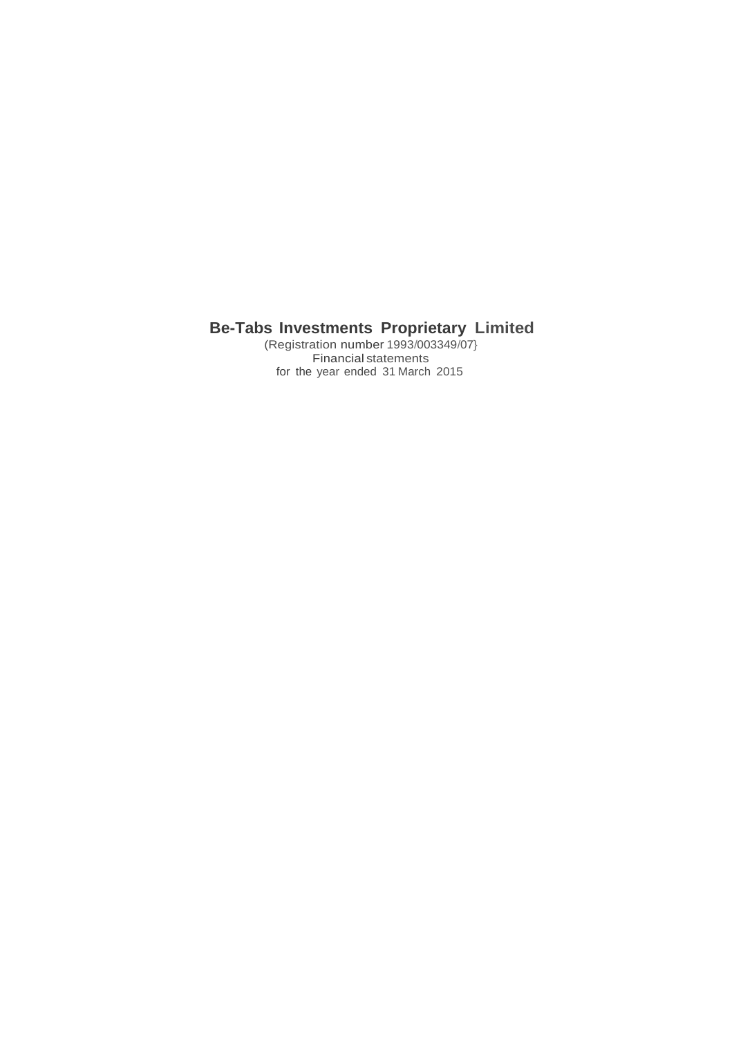# Be-Tabs Investments Proprietary Limited

(Registration number 1993/003349/07}

Financial statements

for the year ended 31 March 2015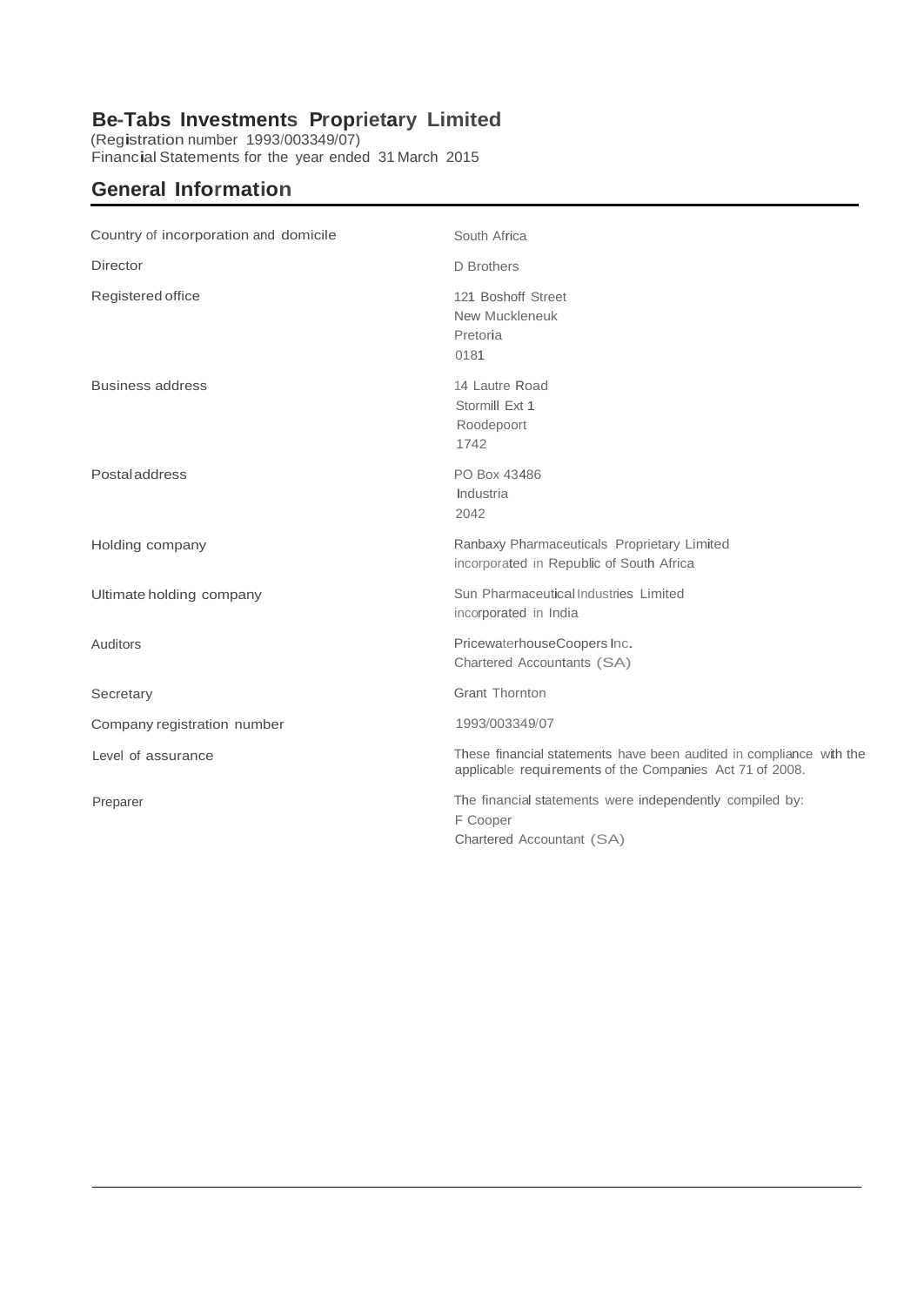# Be-Tabs Investments Proprietary Limited

(Registration number 1993/003349/07)
Financial Statements for the year ended 31 March 2015

## General Information

| | |
|---|---|
| Country of incorporation and domicile | South Africa |
| Director | D Brothers |
| Registered office | 121 Boshoff Street<br>New Muckleneuk<br>Pretoria<br>0181 |
| Business address | 14 Lautre Road<br>Stormill Ext 1<br>Roodepoort<br>1742 |
| Postal address | PO Box 43486<br>Industria<br>2042 |
| Holding company | Ranbaxy Pharmaceuticals Proprietary Limited<br>incorporated in Republic of South Africa |
| Ultimate holding company | Sun Pharmaceutical Industries Limited<br>incorporated in India |
| Auditors | PricewaterhouseCoopers Inc.<br>Chartered Accountants (SA) |
| Secretary | Grant Thornton |
| Company registration number | 1993/003349/07 |
| Level of assurance | These financial statements have been audited in compliance with the applicable requirements of the Companies Act 71 of 2008. |
| Preparer | The financial statements were independently compiled by:<br>F Cooper<br>Chartered Accountant (SA) |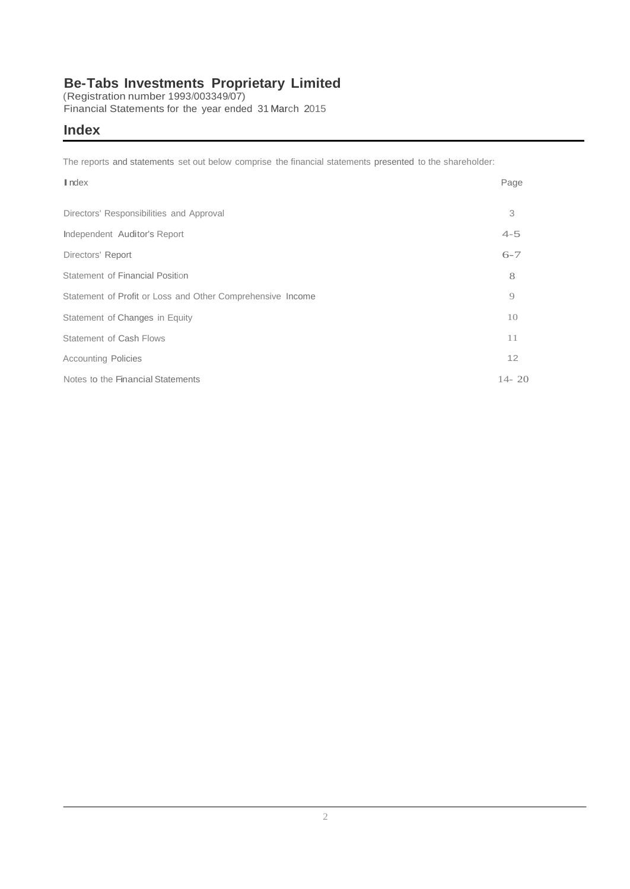# Be-Tabs Investments Proprietary Limited

(Registration number 1993/003349/07)
Financial Statements for the year ended 31 March 2015

## Index

The reports and statements set out below comprise the financial statements presented to the shareholder:

| Index | Page |
|---|---|
| Directors' Responsibilities and Approval | 3 |
| Independent Auditor's Report | 4-5 |
| Directors' Report | 6-7 |
| Statement of Financial Position | 8 |
| Statement of Profit or Loss and Other Comprehensive Income | 9 |
| Statement of Changes in Equity | 10 |
| Statement of Cash Flows | 11 |
| Accounting Policies | 12 |
| Notes to the Financial Statements | 14- 20 |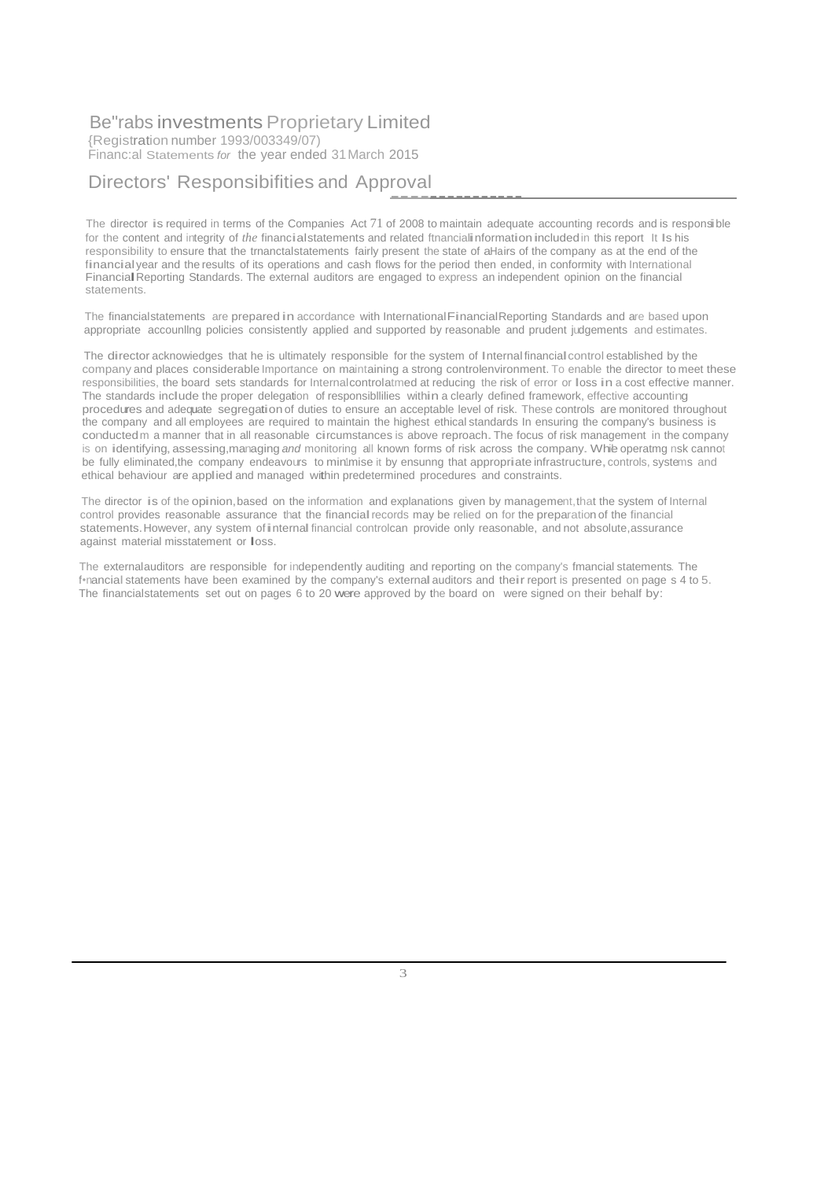# Be"rabs investments Proprietary Limited

{Registration number 1993/003349/07)
Financ:al Statements *for* the year ended 31 March 2015

## Directors' Responsibifities and Approval

The director is required in terms of the Companies Act 71 of 2008 to maintain adequate accounting records and is responsible for the content and integrity of *the* financialstatements and related ftnanciali nformation included in this report It Is his responsibility to ensure that the trnanctalstatements fairly present the state of aHairs of the company as at the end of the financial year and the results of its operations and cash flows for the period then ended, in conformity with International Financial Reporting Standards. The external auditors are engaged to express an independent opinion on the financial statements.

The financialstatements are prepared in accordance with InternationalFinancialReporting Standards and are based upon appropriate accounllng policies consistently applied and supported by reasonable and prudent judgements and estimates.

The director acknowiedges that he is ultimately responsible for the system of Internal financial control established by the company and places considerable Importance on maintaining a strong controlenvironment. To enable the director to meet these responsibilities, the board sets standards for Internalcontrolatmed at reducing the risk of error or loss in a cost effective manner. The standards include the proper delegation of responsibllilies within a clearly defined framework, effective accounting procedures and adequate segregation of duties to ensure an acceptable level of risk. These controls are monitored throughout the company and all employees are required to maintain the highest ethical standards In ensuring the company's business is conducted m a manner that in all reasonable circumstances is above reproach. The focus of risk management in the company is on identifying, assessing,managing *and* monitoring all known forms of risk across the company. While operatmg nsk cannot be fully eliminated,the company endeavours to minlmise it by ensunng that appropriate infrastructure, controls, systems and ethical behaviour are applied and managed within predetermined procedures and constraints.

The director is of the opinion, based on the information and explanations given by management,that the system of Internal control provides reasonable assurance that the financial records may be relied on for the preparation of the financial statements. However, any system of internal financial controlcan provide only reasonable, and not absolute,assurance against material misstatement or loss.

The externalauditors are responsible for independently auditing and reporting on the company's fmancial statements. The f•nancial statements have been examined by the company's external auditors and their report is presented on page s 4 to 5. The financialstatements set out on pages 6 to 20 were approved by the board on were signed on their behalf by: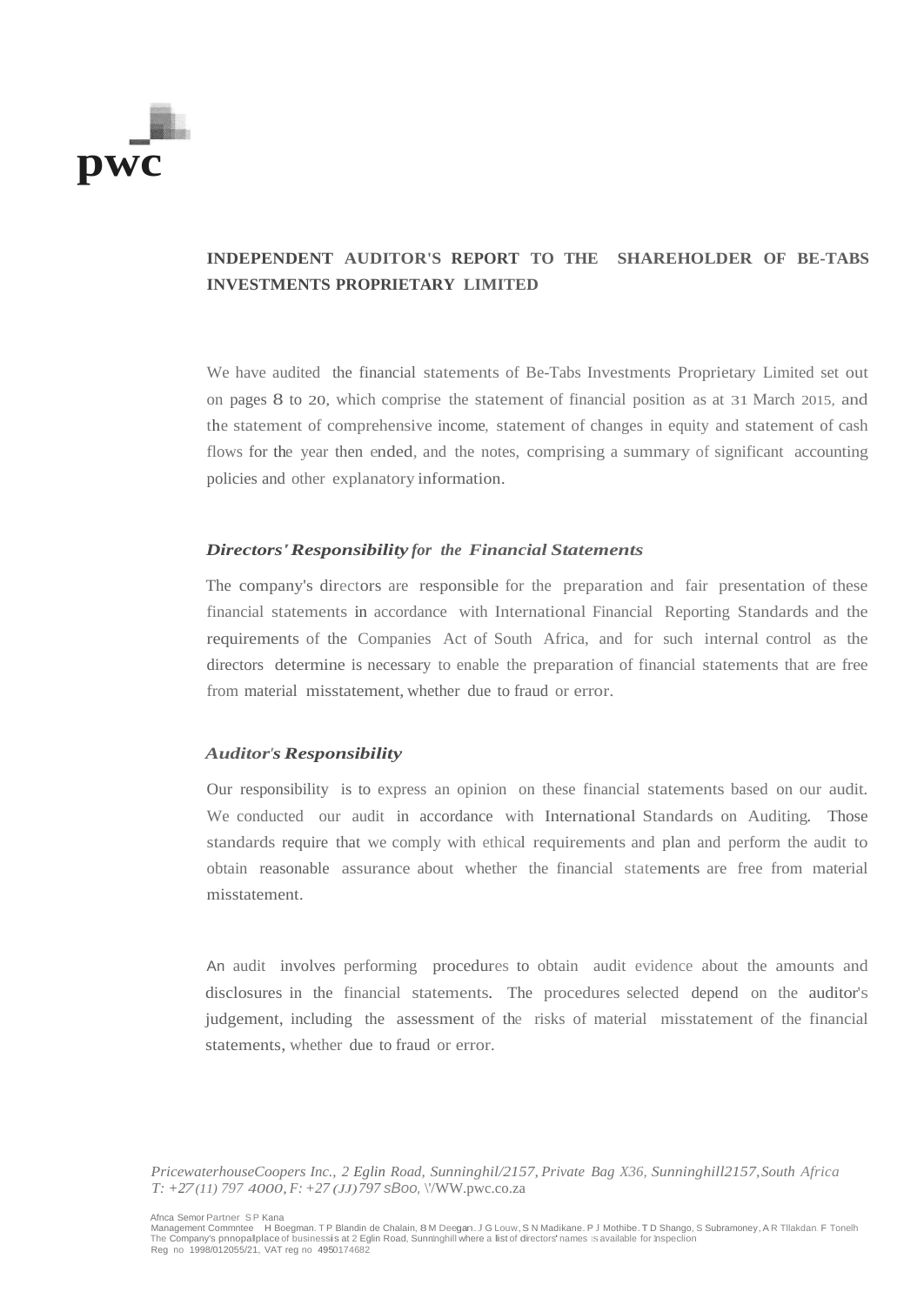pwc

## INDEPENDENT AUDITOR'S REPORT TO THE SHAREHOLDER OF BE-TABS INVESTMENTS PROPRIETARY LIMITED

We have audited the financial statements of Be-Tabs Investments Proprietary Limited set out on pages 8 to 20, which comprise the statement of financial position as at 31 March 2015, and the statement of comprehensive income, statement of changes in equity and statement of cash flows for the year then ended, and the notes, comprising a summary of significant accounting policies and other explanatory information.

### *Directors' Responsibility for the Financial Statements*

The company's directors are responsible for the preparation and fair presentation of these financial statements in accordance with International Financial Reporting Standards and the requirements of the Companies Act of South Africa, and for such internal control as the directors determine is necessary to enable the preparation of financial statements that are free from material misstatement, whether due to fraud or error.

### *Auditor's Responsibility*

Our responsibility is to express an opinion on these financial statements based on our audit. We conducted our audit in accordance with International Standards on Auditing. Those standards require that we comply with ethical requirements and plan and perform the audit to obtain reasonable assurance about whether the financial statements are free from material misstatement.

An audit involves performing procedures to obtain audit evidence about the amounts and disclosures in the financial statements. The procedures selected depend on the auditor's judgement, including the assessment of the risks of material misstatement of the financial statements, whether due to fraud or error.

*PricewaterhouseCoopers Inc., 2 Eglin Road, Sunninghil/2157, Private Bag X36, Sunninghill2157, South Africa*
*T: +27 (11) 797 4000, F: +27 (JJ) 797 sBoo,* \\/WW.pwc.co.za

Afnca Semor Partner S P Kana
Management Commntee H Boegman. T P Blandin de Chalain, B M Deegan. J G Louw, S N Madikane. P J Mothibe. T D Shango, S Subramoney, A R Tllakdari. F Tonelh
The Company's pnnopallplace of businessis at 2 Eglin Road, Sunninghill where a list of directors' names is available for inspeclion
Reg no 1998/012055/21, VAT reg no 4950174682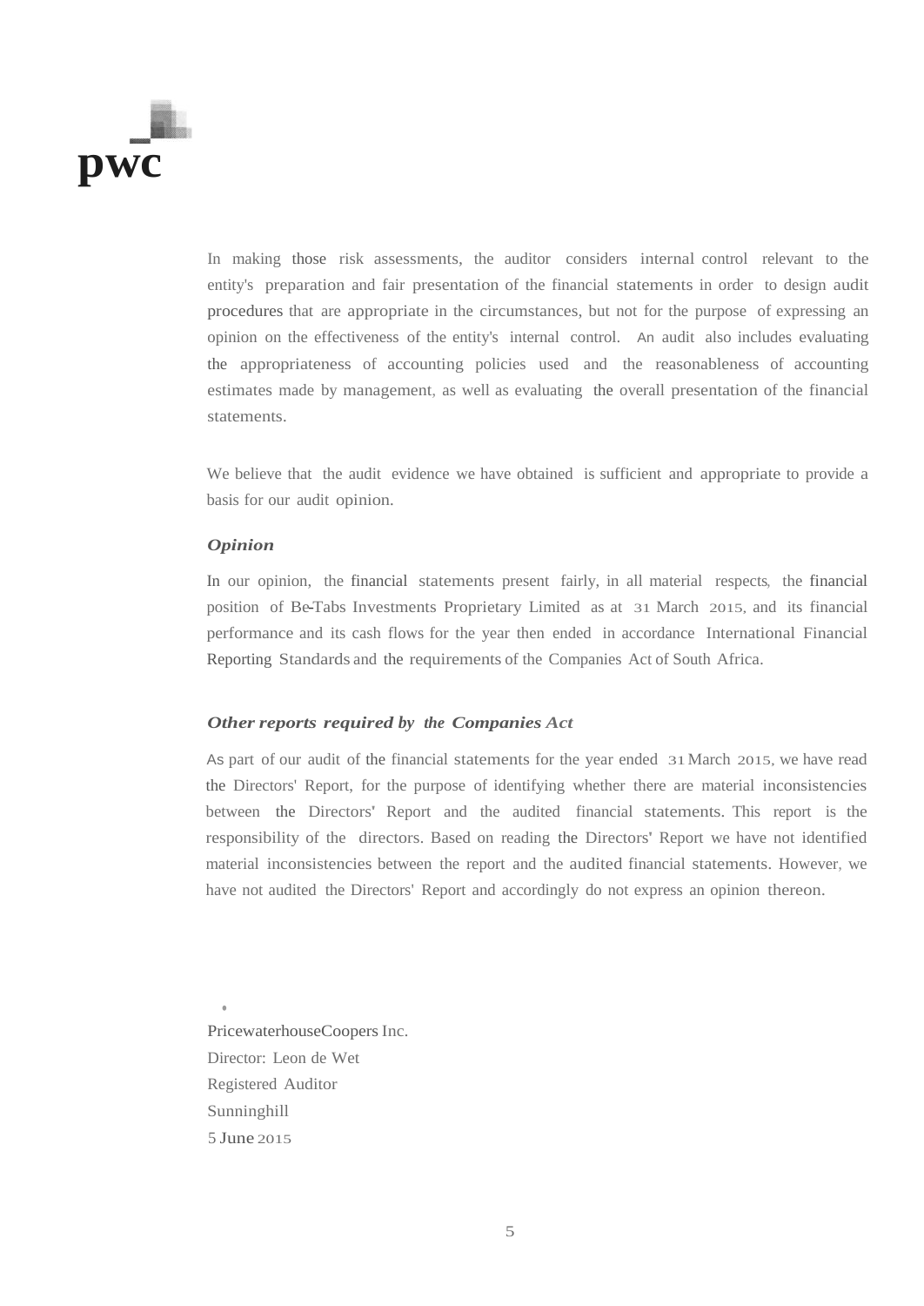In making those risk assessments, the auditor considers internal control relevant to the entity's preparation and fair presentation of the financial statements in order to design audit procedures that are appropriate in the circumstances, but not for the purpose of expressing an opinion on the effectiveness of the entity's internal control. An audit also includes evaluating the appropriateness of accounting policies used and the reasonableness of accounting estimates made by management, as well as evaluating the overall presentation of the financial statements.

We believe that the audit evidence we have obtained is sufficient and appropriate to provide a basis for our audit opinion.

***Opinion***

In our opinion, the financial statements present fairly, in all material respects, the financial position of Be-Tabs Investments Proprietary Limited as at 31 March 2015, and its financial performance and its cash flows for the year then ended in accordance International Financial Reporting Standards and the requirements of the Companies Act of South Africa.

***Other reports required by the Companies Act***

As part of our audit of the financial statements for the year ended 31 March 2015, we have read the Directors' Report, for the purpose of identifying whether there are material inconsistencies between the Directors' Report and the audited financial statements. This report is the responsibility of the directors. Based on reading the Directors' Report we have not identified material inconsistencies between the report and the audited financial statements. However, we have not audited the Directors' Report and accordingly do not express an opinion thereon.

PricewaterhouseCoopers Inc.
Director: Leon de Wet
Registered Auditor
Sunninghill
5 June 2015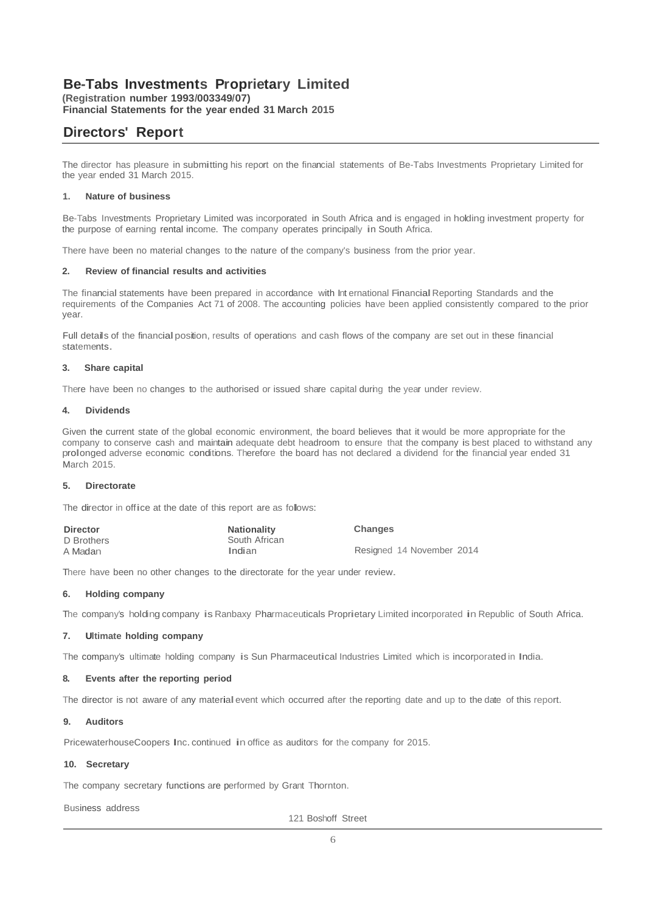# Be-Tabs Investments Proprietary Limited

**(Registration number 1993/003349/07)**
**Financial Statements for the year ended 31 March 2015**

## Directors' Report

The director has pleasure in submitting his report on the financial statements of Be-Tabs Investments Proprietary Limited for the year ended 31 March 2015.

### 1. Nature of business

Be-Tabs Investments Proprietary Limited was incorporated in South Africa and is engaged in holding investment property for the purpose of earning rental income. The company operates principally in South Africa.

There have been no material changes to the nature of the company's business from the prior year.

### 2. Review of financial results and activities

The financial statements have been prepared in accordance with International Financial Reporting Standards and the requirements of the Companies Act 71 of 2008. The accounting policies have been applied consistently compared to the prior year.

Full details of the financial position, results of operations and cash flows of the company are set out in these financial statements.

### 3. Share capital

There have been no changes to the authorised or issued share capital during the year under review.

### 4. Dividends

Given the current state of the global economic environment, the board believes that it would be more appropriate for the company to conserve cash and maintain adequate debt headroom to ensure that the company is best placed to withstand any prolonged adverse economic conditions. Therefore the board has not declared a dividend for the financial year ended 31 March 2015.

### 5. Directorate

The director in office at the date of this report are as follows:

| Director | Nationality | Changes |
|---|---|---|
| D Brothers | South African | |
| A Madan | Indian | Resigned 14 November 2014 |

There have been no other changes to the directorate for the year under review.

### 6. Holding company

The company's holding company is Ranbaxy Pharmaceuticals Proprietary Limited incorporated in Republic of South Africa.

### 7. Ultimate holding company

The company's ultimate holding company is Sun Pharmaceutical Industries Limited which is incorporated in India.

### 8. Events after the reporting period

The director is not aware of any material event which occurred after the reporting date and up to the date of this report.

### 9. Auditors

PricewaterhouseCoopers Inc. continued in office as auditors for the company for 2015.

### 10. Secretary

The company secretary functions are performed by Grant Thornton.

Business address

121 Boshoff Street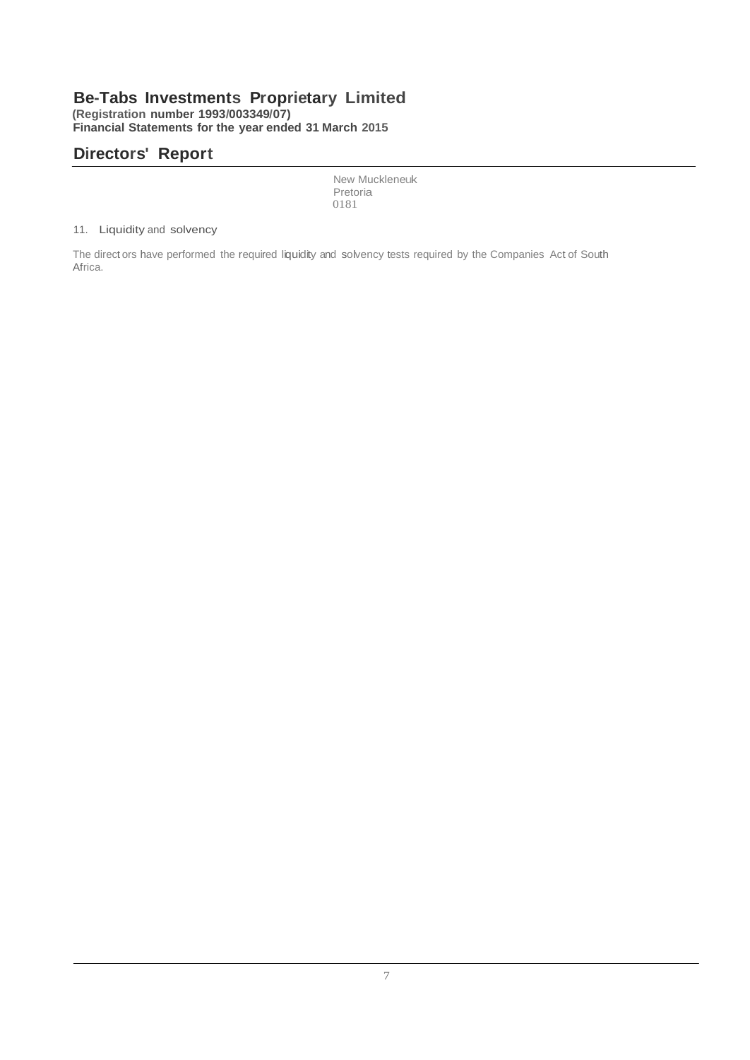# Be-Tabs Investments Proprietary Limited

**(Registration number 1993/003349/07)**
**Financial Statements for the year ended 31 March 2015**

## Directors' Report

New Muckleneuk
Pretoria
0181

### 11. Liquidity and solvency

The directors have performed the required liquidity and solvency tests required by the Companies Act of South Africa.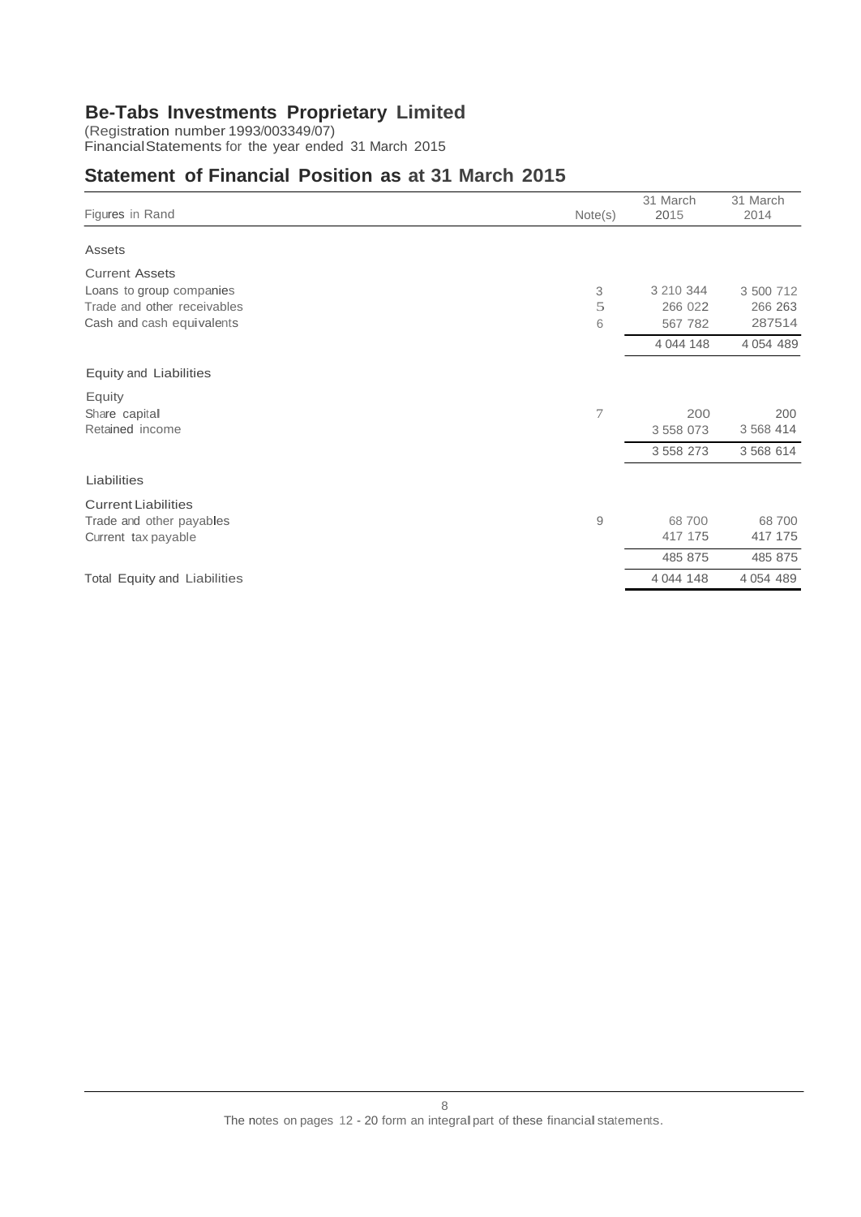# Be-Tabs Investments Proprietary Limited

(Registration number 1993/003349/07)
Financial Statements for the year ended 31 March 2015

## Statement of Financial Position as at 31 March 2015

| Figures in Rand | Note(s) | 31 March 2015 | 31 March 2014 |
|---|---|---|---|
| **Assets** | | | |
| **Current Assets** | | | |
| Loans to group companies | 3 | 3 210 344 | 3 500 712 |
| Trade and other receivables | 5 | 266 022 | 266 263 |
| Cash and cash equivalents | 6 | 567 782 | 287514 |
| | | 4 044 148 | 4 054 489 |
| **Equity and Liabilities** | | | |
| **Equity** | | | |
| Share capital | 7 | 200 | 200 |
| Retained income | | 3 558 073 | 3 568 414 |
| | | 3 558 273 | 3 568 614 |
| **Liabilities** | | | |
| **Current Liabilities** | | | |
| Trade and other payables | 9 | 68 700 | 68 700 |
| Current tax payable | | 417 175 | 417 175 |
| | | 485 875 | 485 875 |
| **Total Equity and Liabilities** | | 4 044 148 | 4 054 489 |

The notes on pages 12 - 20 form an integral part of these financial statements.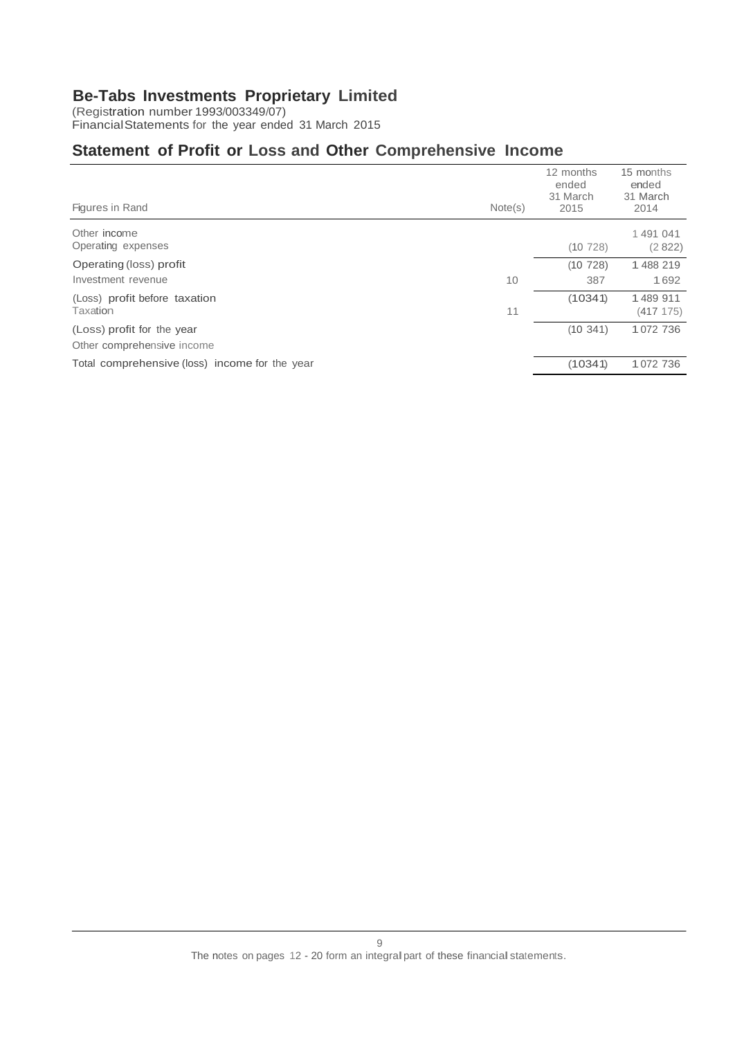# Be-Tabs Investments Proprietary Limited

(Registration number 1993/003349/07)
Financial Statements for the year ended 31 March 2015

## Statement of Profit or Loss and Other Comprehensive Income

| Figures in Rand | Note(s) | 12 months ended 31 March 2015 | 15 months ended 31 March 2014 |
|---|---|---|---|
| Other income | | | 1 491 041 |
| Operating expenses | | (10 728) | (2 822) |
| Operating (loss) profit | | (10 728) | 1 488 219 |
| Investment revenue | 10 | 387 | 1 692 |
| (Loss) profit before taxation | | (10 341) | 1 489 911 |
| Taxation | 11 | | (417 175) |
| (Loss) profit for the year | | (10 341) | 1 072 736 |
| Other comprehensive income | | | |
| Total comprehensive (loss) income for the year | | (10 341) | 1 072 736 |

The notes on pages 12 - 20 form an integral part of these financial statements.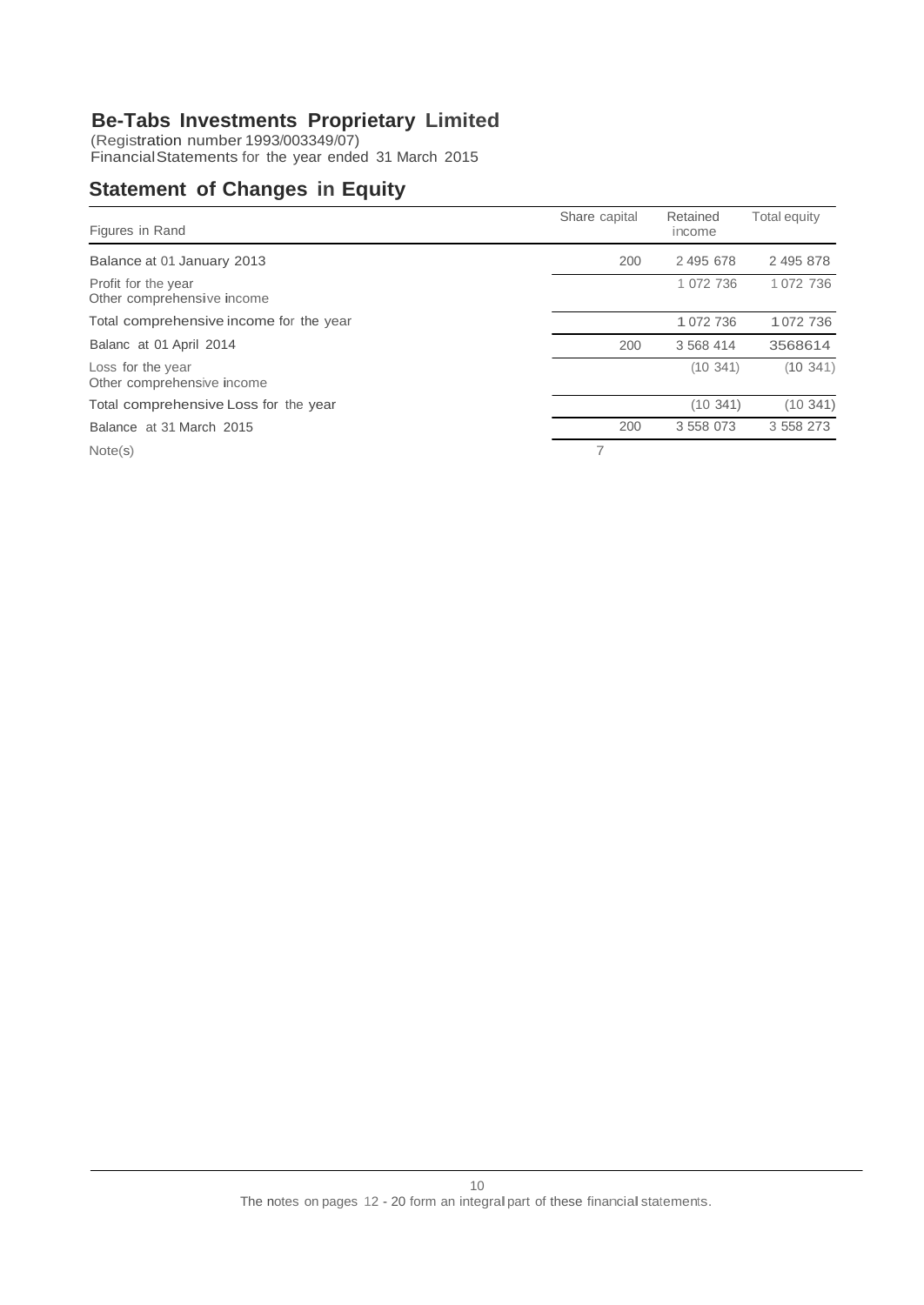# Be-Tabs Investments Proprietary Limited

(Registration number 1993/003349/07)
Financial Statements for the year ended 31 March 2015

## Statement of Changes in Equity

| Figures in Rand | Share capital | Retained income | Total equity |
|---|---|---|---|
| Balance at 01 January 2013 | 200 | 2 495 678 | 2 495 878 |
| Profit for the year<br>Other comprehensive income | | 1 072 736 | 1 072 736 |
| Total comprehensive income for the year | | 1 072 736 | 1 072 736 |
| Balanc at 01 April 2014 | 200 | 3 568 414 | 3568614 |
| Loss for the year<br>Other comprehensive income | | (10 341) | (10 341) |
| Total comprehensive Loss for the year | | (10 341) | (10 341) |
| Balance at 31 March 2015 | 200 | 3 558 073 | 3 558 273 |
| Note(s) | 7 | | |

The notes on pages 12 - 20 form an integral part of these financial statements.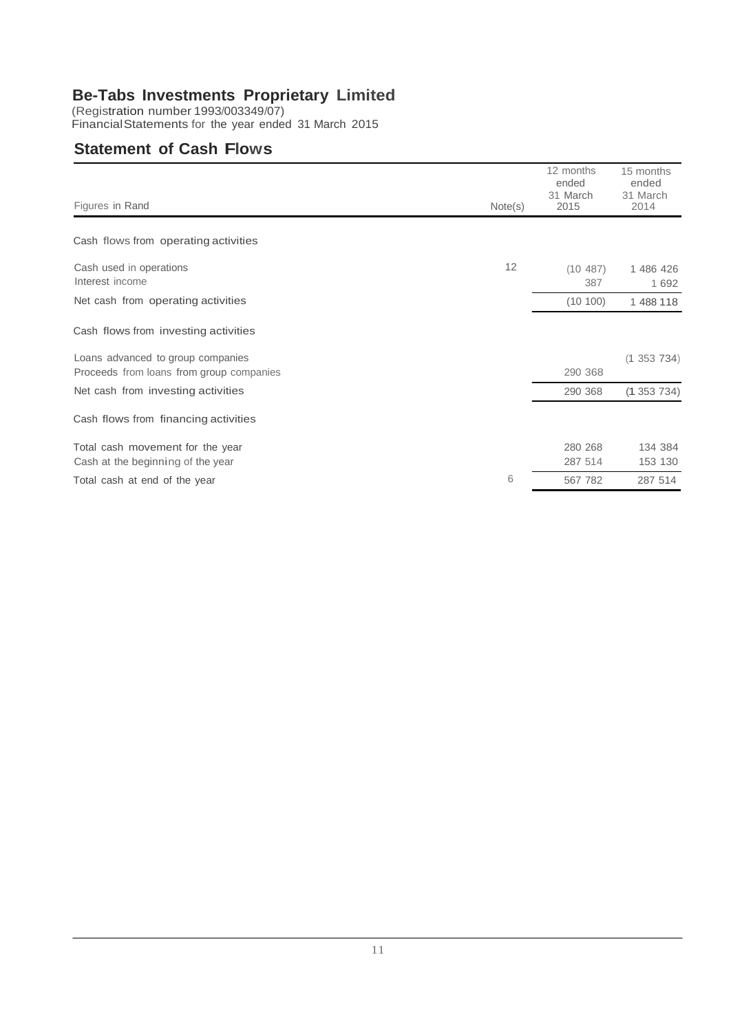# Be-Tabs Investments Proprietary Limited

(Registration number 1993/003349/07)
Financial Statements for the year ended 31 March 2015

## Statement of Cash Flows

| Figures in Rand | Note(s) | 12 months ended 31 March 2015 | 15 months ended 31 March 2014 |
|---|---|---|---|
| **Cash flows from operating activities** | | | |
| Cash used in operations | 12 | (10 487) | 1 486 426 |
| Interest income | | 387 | 1 692 |
| Net cash from operating activities | | (10 100) | 1 488 118 |
| **Cash flows from investing activities** | | | |
| Loans advanced to group companies | | | (1 353 734) |
| Proceeds from loans from group companies | | 290 368 | |
| Net cash from investing activities | | 290 368 | (1 353 734) |
| **Cash flows from financing activities** | | | |
| Total cash movement for the year | | 280 268 | 134 384 |
| Cash at the beginning of the year | | 287 514 | 153 130 |
| Total cash at end of the year | 6 | 567 782 | 287 514 |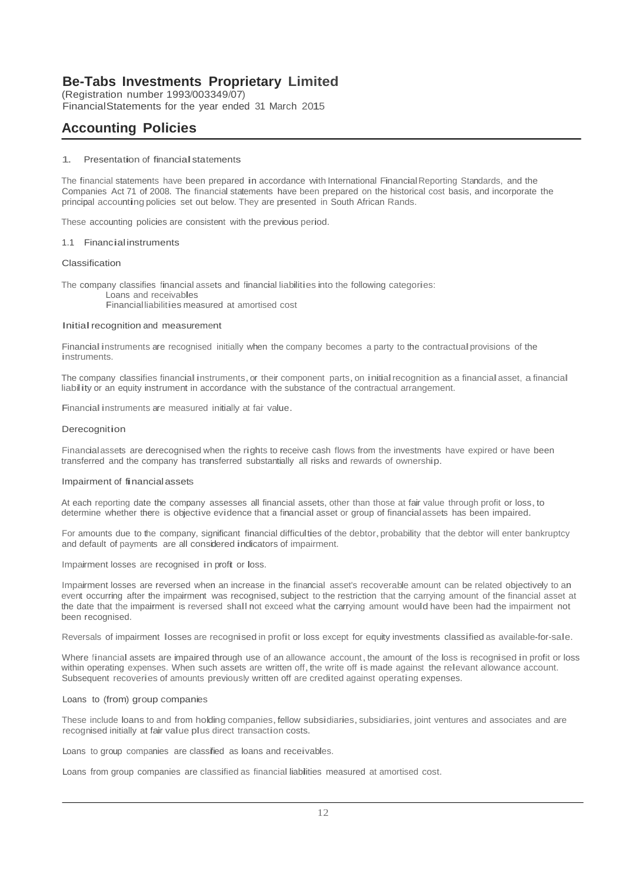# Be-Tabs Investments Proprietary Limited

(Registration number 1993/003349/07)
Financial Statements for the year ended 31 March 2015

## Accounting Policies

### 1. Presentation of financial statements

The financial statements have been prepared in accordance with International Financial Reporting Standards, and the Companies Act 71 of 2008. The financial statements have been prepared on the historical cost basis, and incorporate the principal accounting policies set out below. They are presented in South African Rands.

These accounting policies are consistent with the previous period.

### 1.1 Financial instruments

#### Classification

The company classifies financial assets and financial liabilities into the following categories:

- Loans and receivables
- Financial liabilities measured at amortised cost

#### Initial recognition and measurement

Financial instruments are recognised initially when the company becomes a party to the contractual provisions of the instruments.

The company classifies financial instruments, or their component parts, on initial recognition as a financial asset, a financial liability or an equity instrument in accordance with the substance of the contractual arrangement.

Financial instruments are measured initially at fair value.

#### Derecognition

Financial assets are derecognised when the rights to receive cash flows from the investments have expired or have been transferred and the company has transferred substantially all risks and rewards of ownership.

#### Impairment of financial assets

At each reporting date the company assesses all financial assets, other than those at fair value through profit or loss, to determine whether there is objective evidence that a financial asset or group of financial assets has been impaired.

For amounts due to the company, significant financial difficulties of the debtor, probability that the debtor will enter bankruptcy and default of payments are all considered indicators of impairment.

Impairment losses are recognised in profit or loss.

Impairment losses are reversed when an increase in the financial asset's recoverable amount can be related objectively to an event occurring after the impairment was recognised, subject to the restriction that the carrying amount of the financial asset at the date that the impairment is reversed shall not exceed what the carrying amount would have been had the impairment not been recognised.

Reversals of impairment losses are recognised in profit or loss except for equity investments classified as available-for-sale.

Where financial assets are impaired through use of an allowance account, the amount of the loss is recognised in profit or loss within operating expenses. When such assets are written off, the write off is made against the relevant allowance account. Subsequent recoveries of amounts previously written off are credited against operating expenses.

#### Loans to (from) group companies

These include loans to and from holding companies, fellow subsidiaries, subsidiaries, joint ventures and associates and are recognised initially at fair value plus direct transaction costs.

Loans to group companies are classified as loans and receivables.

Loans from group companies are classified as financial liabilities measured at amortised cost.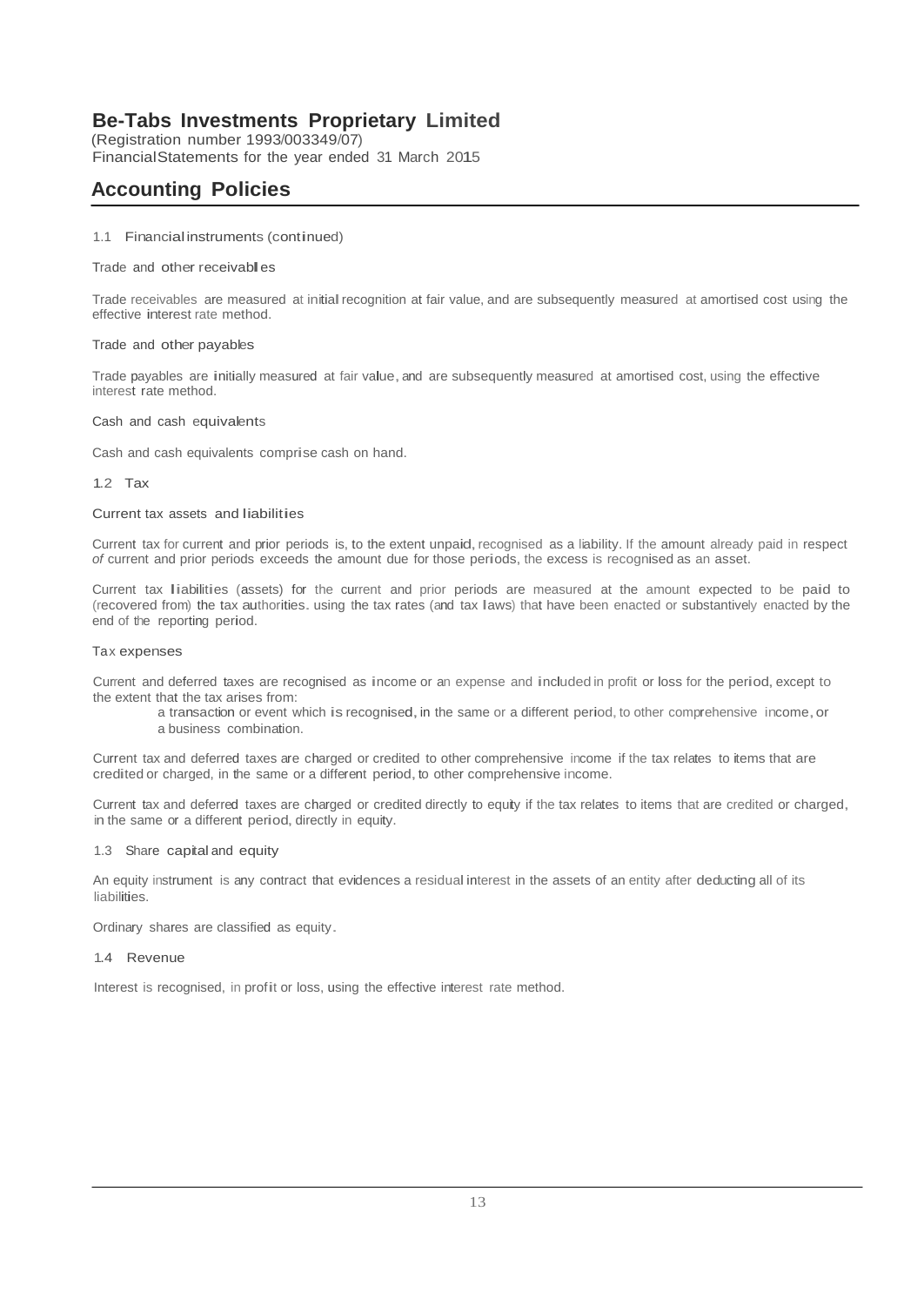# Be-Tabs Investments Proprietary Limited

(Registration number 1993/003349/07)
Financial Statements for the year ended 31 March 2015

## Accounting Policies

1.1 Financial instruments (continued)

Trade and other receivables

Trade receivables are measured at initial recognition at fair value, and are subsequently measured at amortised cost using the effective interest rate method.

Trade and other payables

Trade payables are initially measured at fair value, and are subsequently measured at amortised cost, using the effective interest rate method.

Cash and cash equivalents

Cash and cash equivalents comprise cash on hand.

### 1.2 Tax

Current tax assets and liabilities

Current tax for current and prior periods is, to the extent unpaid, recognised as a liability. If the amount already paid in respect of current and prior periods exceeds the amount due for those periods, the excess is recognised as an asset.

Current tax liabilities (assets) for the current and prior periods are measured at the amount expected to be paid to (recovered from) the tax authorities. using the tax rates (and tax laws) that have been enacted or substantively enacted by the end of the reporting period.

Tax expenses

Current and deferred taxes are recognised as income or an expense and included in profit or loss for the period, except to the extent that the tax arises from:

- a transaction or event which is recognised, in the same or a different period, to other comprehensive income, or
- a business combination.

Current tax and deferred taxes are charged or credited to other comprehensive income if the tax relates to items that are credited or charged, in the same or a different period, to other comprehensive income.

Current tax and deferred taxes are charged or credited directly to equity if the tax relates to items that are credited or charged, in the same or a different period, directly in equity.

### 1.3 Share capital and equity

An equity instrument is any contract that evidences a residual interest in the assets of an entity after deducting all of its liabilities.

Ordinary shares are classified as equity.

### 1.4 Revenue

Interest is recognised, in profit or loss, using the effective interest rate method.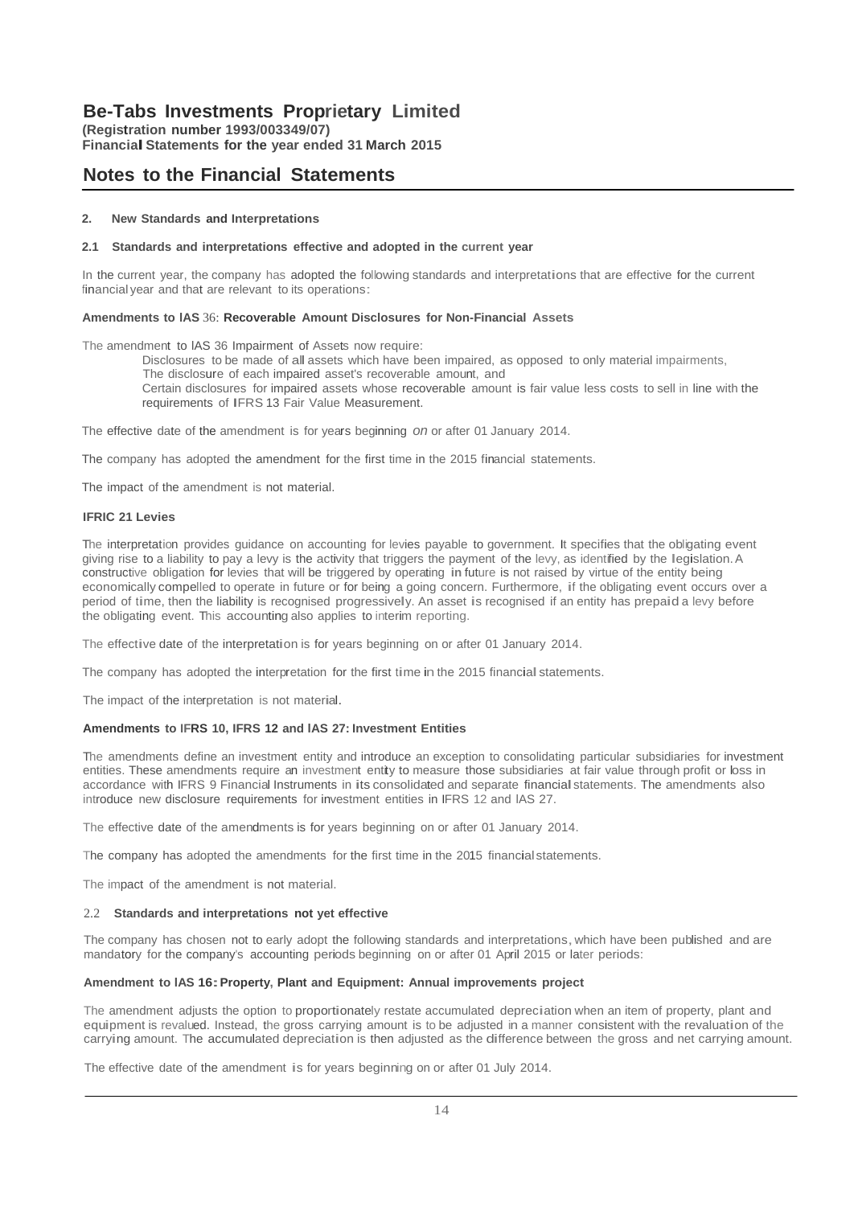**Be-Tabs Investments Proprietary Limited**
**(Registration number 1993/003349/07)**
**Financial Statements for the year ended 31 March 2015**

# Notes to the Financial Statements

## 2. New Standards and Interpretations

### 2.1 Standards and interpretations effective and adopted in the current year

In the current year, the company has adopted the following standards and interpretations that are effective for the current financial year and that are relevant to its operations:

**Amendments to IAS 36: Recoverable Amount Disclosures for Non-Financial Assets**

The amendment to IAS 36 Impairment of Assets now require:

- Disclosures to be made of all assets which have been impaired, as opposed to only material impairments,
- The disclosure of each impaired asset's recoverable amount, and
- Certain disclosures for impaired assets whose recoverable amount is fair value less costs to sell in line with the requirements of IFRS 13 Fair Value Measurement.

The effective date of the amendment is for years beginning *on* or after 01 January 2014.

The company has adopted the amendment for the first time in the 2015 financial statements.

The impact of the amendment is not material.

**IFRIC 21 Levies**

The interpretation provides guidance on accounting for levies payable to government. It specifies that the obligating event giving rise to a liability to pay a levy is the activity that triggers the payment of the levy, as identified by the legislation. A constructive obligation for levies that will be triggered by operating in future is not raised by virtue of the entity being economically compelled to operate in future or for being a going concern. Furthermore, if the obligating event occurs over a period of time, then the liability is recognised progressively. An asset is recognised if an entity has prepaid a levy before the obligating event. This accounting also applies to interim reporting.

The effective date of the interpretation is for years beginning on or after 01 January 2014.

The company has adopted the interpretation for the first time in the 2015 financial statements.

The impact of the interpretation is not material.

**Amendments to IFRS 10, IFRS 12 and IAS 27: Investment Entities**

The amendments define an investment entity and introduce an exception to consolidating particular subsidiaries for investment entities. These amendments require an investment entity to measure those subsidiaries at fair value through profit or loss in accordance with IFRS 9 Financial Instruments in its consolidated and separate financial statements. The amendments also introduce new disclosure requirements for investment entities in IFRS 12 and IAS 27.

The effective date of the amendments is for years beginning on or after 01 January 2014.

The company has adopted the amendments for the first time in the 2015 financial statements.

The impact of the amendment is not material.

### 2.2 Standards and interpretations not yet effective

The company has chosen not to early adopt the following standards and interpretations, which have been published and are mandatory for the company's accounting periods beginning on or after 01 April 2015 or later periods:

**Amendment to IAS 16: Property, Plant and Equipment: Annual improvements project**

The amendment adjusts the option to proportionately restate accumulated depreciation when an item of property, plant and equipment is revalued. Instead, the gross carrying amount is to be adjusted in a manner consistent with the revaluation of the carrying amount. The accumulated depreciation is then adjusted as the difference between the gross and net carrying amount.

The effective date of the amendment is for years beginning on or after 01 July 2014.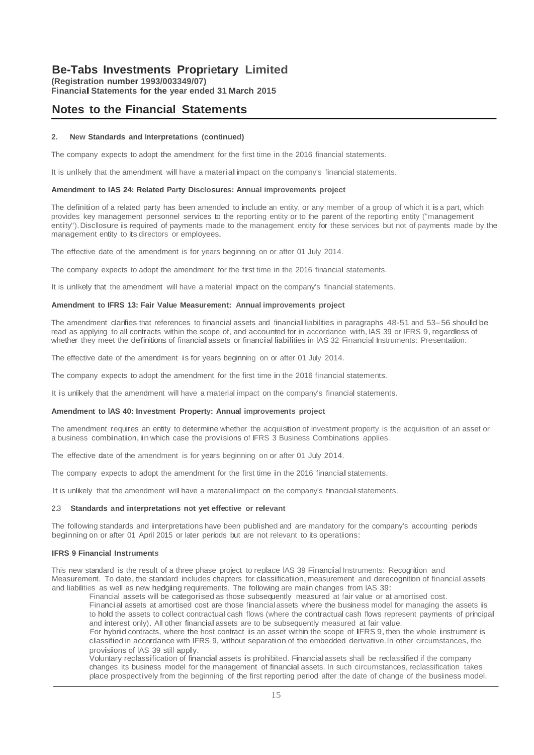#### 2. New Standards and Interpretations (continued)

The company expects to adopt the amendment for the first time in the 2016 financial statements.

It is unlkely that the amendment will have a material impact on the company's financial statements.

**Amendment to IAS 24: Related Party Disclosures: Annual improvements project**

The definition of a related party has been amended to include an entity, or any member of a group of which it is a part, which provides key management personnel services to the reporting entity or to the parent of the reporting entity ("management entity"). Disclosure is required of payments made to the management entity for these services but not of payments made by the management entity to its directors or employees.

The effective date of the amendment is for years beginning on or after 01 July 2014.

The company expects to adopt the amendment for the first time in the 2016 financial statements.

It is unlkely that the amendment will have a material impact on the company's financial statements.

**Amendment to IFRS 13: Fair Value Measurement: Annual improvements project**

The amendment clarifies that references to financial assets and financial liabilities in paragraphs 48-51 and 53–56 should be read as applying to all contracts within the scope of, and accounted for in accordance with, IAS 39 or IFRS 9, regardless of whether they meet the definitions of financial assets or financial liabilities in IAS 32 Financial Instruments: Presentation.

The effective date of the amendment is for years beginning on or after 01 July 2014.

The company expects to adopt the amendment for the first time in the 2016 financial statements.

It is unlikely that the amendment will have a material impact on the company's financial statements.

**Amendment to IAS 40: Investment Property: Annual improvements project**

The amendment requires an entity to determine whether the acquisition of investment property is the acquisition of an asset or a business combination, in which case the provisions of IFRS 3 Business Combinations applies.

The effective date of the amendment is for years beginning on or after 01 July 2014.

The company expects to adopt the amendment for the first time in the 2016 financial statements.

It is unlikely that the amendment will have a material impact on the company's financial statements.

#### 2.3 Standards and interpretations not yet effective or relevant

The following standards and interpretations have been published and are mandatory for the company's accounting periods beginning on or after 01 April 2015 or later periods but are not relevant to its operations:

**IFRS 9 Financial Instruments**

This new standard is the result of a three phase project to replace IAS 39 Financial Instruments: Recognition and Measurement. To date, the standard includes chapters for classification, measurement and derecognition of financial assets and liabilities as well as new hedging requirements. The following are main changes from IAS 39:

- Financial assets will be categorised as those subsequently measured at fair value or at amortised cost.
- Financial assets at amortised cost are those financial assets where the business model for managing the assets is to hold the assets to collect contractual cash flows (where the contractual cash flows represent payments of principal and interest only). All other financial assets are to be subsequently measured at fair value.
- For hybrid contracts, where the host contract is an asset within the scope of IFRS 9, then the whole instrument is classified in accordance with IFRS 9, without separation of the embedded derivative. In other circumstances, the provisions of IAS 39 still apply.
- Voluntary reclassification of financial assets is prohibited. Financial assets shall be reclassified if the company changes its business model for the management of financial assets. In such circumstances, reclassification takes place prospectively from the beginning of the first reporting period after the date of change of the business model.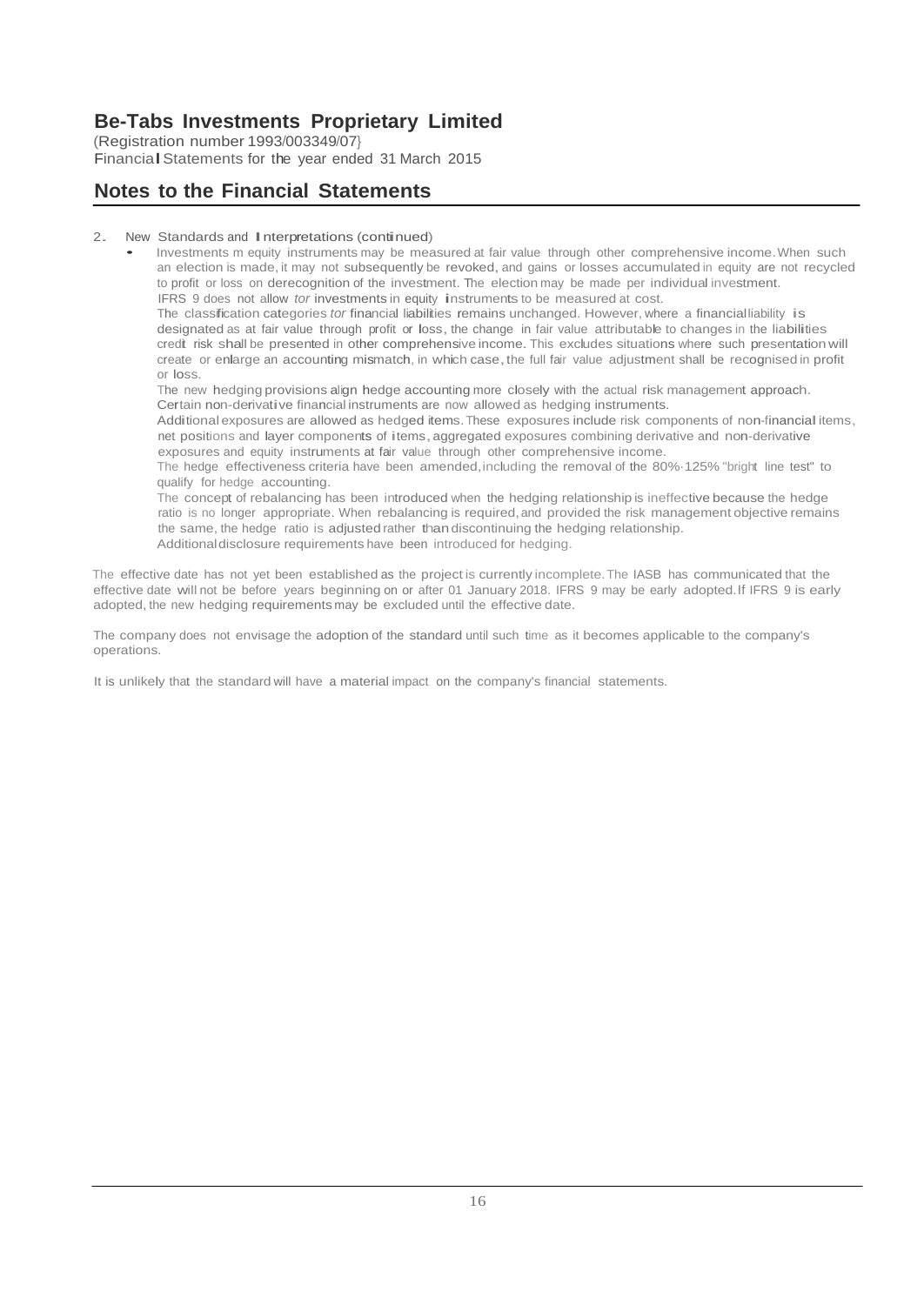# Be-Tabs Investments Proprietary Limited

(Registration number 1993/003349/07}
Financial Statements for the year ended 31 March 2015

## Notes to the Financial Statements

2. New Standards and Interpretations (continued)

- Investments m equity instruments may be measured at fair value through other comprehensive income. When such an election is made, it may not subsequently be revoked, and gains or losses accumulated in equity are not recycled to profit or loss on derecognition of the investment. The election may be made per individual investment.
  IFRS 9 does not allow *tor* investments in equity instruments to be measured at cost.
  The classification categories *tor* financial liabilities remains unchanged. However, where a financial liability is designated as at fair value through profit or loss, the change in fair value attributable to changes in the liabilities credit risk shall be presented in other comprehensive income. This excludes situations where such presentation will create or enlarge an accounting mismatch, in which case, the full fair value adjustment shall be recognised in profit or loss.
  The new hedging provisions align hedge accounting more closely with the actual risk management approach.
  Certain non-derivative financial instruments are now allowed as hedging instruments.
  Additional exposures are allowed as hedged items. These exposures include risk components of non-financial items, net positions and layer components of items, aggregated exposures combining derivative and non-derivative exposures and equity instruments at fair value through other comprehensive income.
  The hedge effectiveness criteria have been amended, including the removal of the 80%-125% "bright line test" to qualify for hedge accounting.
  The concept of rebalancing has been introduced when the hedging relationship is ineffective because the hedge ratio is no longer appropriate. When rebalancing is required, and provided the risk management objective remains the same, the hedge ratio is adjusted rather than discontinuing the hedging relationship.
  Additional disclosure requirements have been introduced for hedging.

The effective date has not yet been established as the project is currently incomplete. The IASB has communicated that the effective date will not be before years beginning on or after 01 January 2018. IFRS 9 may be early adopted. If IFRS 9 is early adopted, the new hedging requirements may be excluded until the effective date.

The company does not envisage the adoption of the standard until such time as it becomes applicable to the company's operations.

It is unlikely that the standard will have a material impact on the company's financial statements.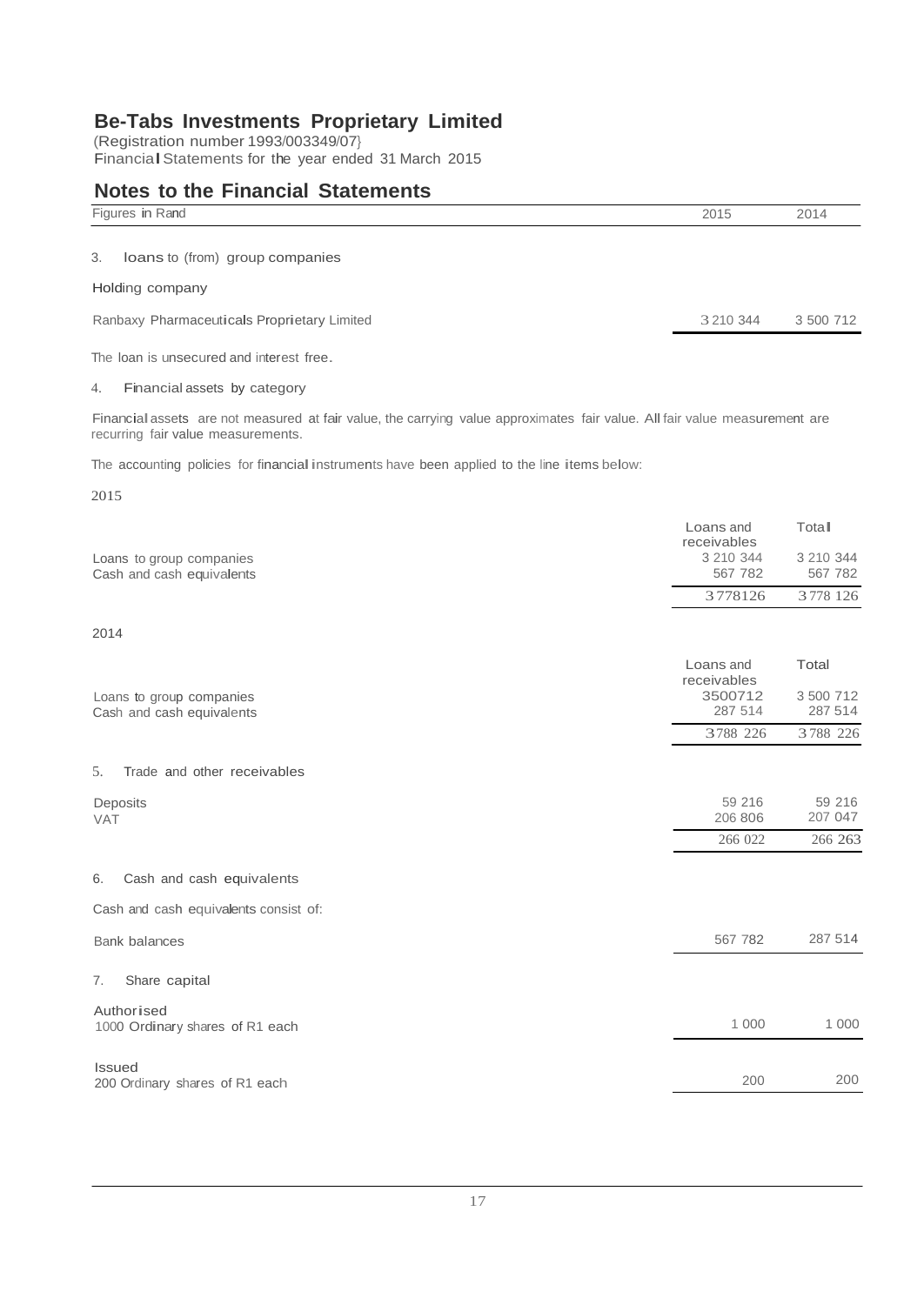# Be-Tabs Investments Proprietary Limited

(Registration number 1993/003349/07}
Financial Statements for the year ended 31 March 2015

## Notes to the Financial Statements

| Figures in Rand | 2015 | 2014 |
|---|---|---|

### 3. loans to (from) group companies

**Holding company**

| | 2015 | 2014 |
|---|---|---|
| Ranbaxy Pharmaceuticals Proprietary Limited | 3 210 344 | 3 500 712 |

The loan is unsecured and interest free.

### 4. Financial assets by category

Financial assets are not measured at fair value, the carrying value approximates fair value. All fair value measurement are recurring fair value measurements.

The accounting policies for financial instruments have been applied to the line items below:

2015

| | Loans and receivables | Total |
|---|---|---|
| Loans to group companies | 3 210 344 | 3 210 344 |
| Cash and cash equivalents | 567 782 | 567 782 |
| | 3778126 | 3 778 126 |

2014

| | Loans and receivables | Total |
|---|---|---|
| Loans to group companies | 3500712 | 3 500 712 |
| Cash and cash equivalents | 287 514 | 287 514 |
| | 3788 226 | 3788 226 |

### 5. Trade and other receivables

| | 2015 | 2014 |
|---|---|---|
| Deposits | 59 216 | 59 216 |
| VAT | 206 806 | 207 047 |
| | 266 022 | 266 263 |

### 6. Cash and cash equivalents

Cash and cash equivalents consist of:

| | 2015 | 2014 |
|---|---|---|
| Bank balances | 567 782 | 287 514 |

### 7. Share capital

| | 2015 | 2014 |
|---|---|---|
| **Authorised** | | |
| 1000 Ordinary shares of R1 each | 1 000 | 1 000 |
| **Issued** | | |
| 200 Ordinary shares of R1 each | 200 | 200 |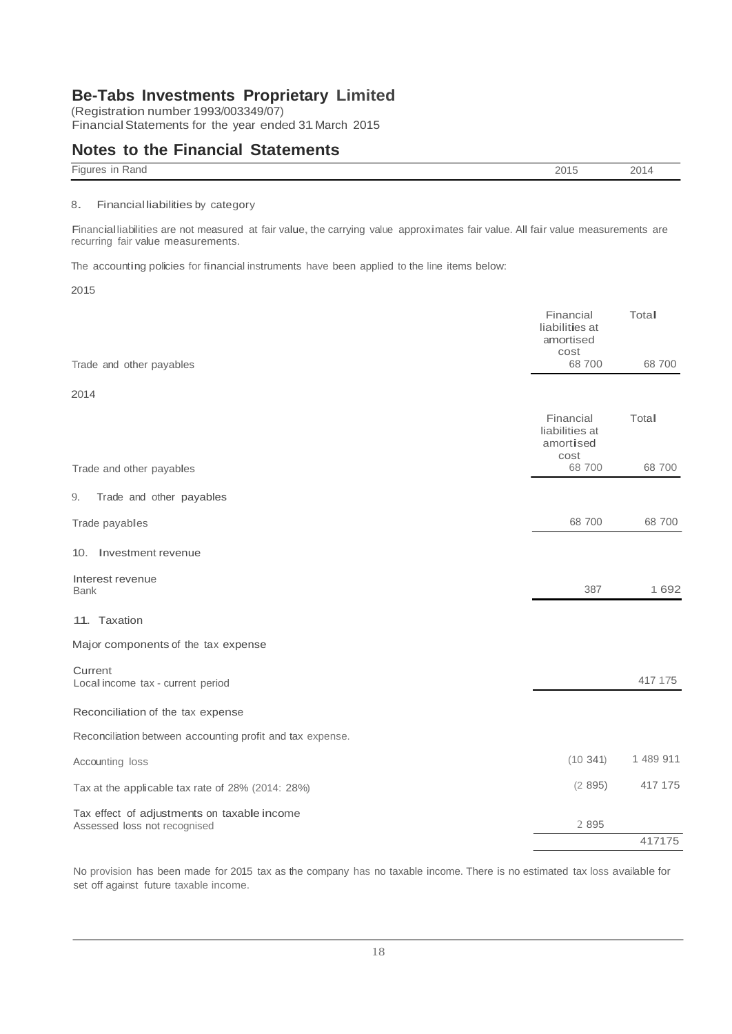# Be-Tabs Investments Proprietary Limited

(Registration number 1993/003349/07)
Financial Statements for the year ended 31 March 2015

## Notes to the Financial Statements

| Figures in Rand | 2015 | 2014 |
|---|---|---|

### 8. Financial liabilities by category

Financial liabilities are not measured at fair value, the carrying value approximates fair value. All fair value measurements are recurring fair value measurements.

The accounting policies for financial instruments have been applied to the line items below:

2015

| | Financial liabilities at amortised cost | Total |
|---|---|---|
| Trade and other payables | 68 700 | 68 700 |

2014

| | Financial liabilities at amortised cost | Total |
|---|---|---|
| Trade and other payables | 68 700 | 68 700 |

### 9. Trade and other payables

| | 2015 | 2014 |
|---|---|---|
| Trade payables | 68 700 | 68 700 |

### 10. Investment revenue

| | 2015 | 2014 |
|---|---|---|
| **Interest revenue** | | |
| Bank | 387 | 1 692 |

### 11. Taxation

**Major components of the tax expense**

| | 2015 | 2014 |
|---|---|---|
| **Current** | | |
| Local income tax - current period | | 417 175 |

**Reconciliation of the tax expense**

Reconciliation between accounting profit and tax expense.

| | 2015 | 2014 |
|---|---|---|
| Accounting loss | (10 341) | 1 489 911 |
| Tax at the applicable tax rate of 28% (2014: 28%) | (2 895) | 417 175 |
| **Tax effect of adjustments on taxable income** | | |
| Assessed loss not recognised | 2 895 | |
| | | 417175 |

No provision has been made for 2015 tax as the company has no taxable income. There is no estimated tax loss available for set off against future taxable income.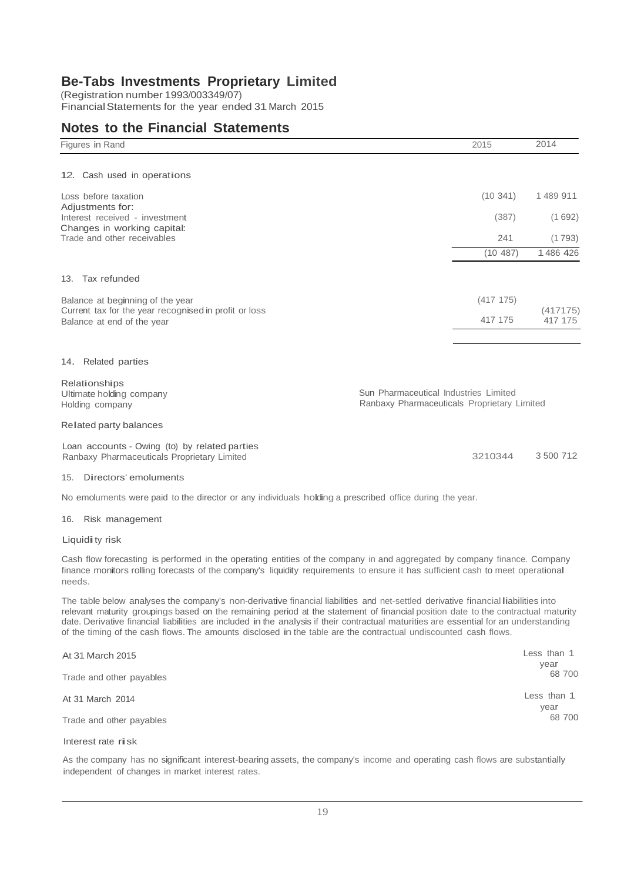# Be-Tabs Investments Proprietary Limited

(Registration number 1993/003349/07)
Financial Statements for the year ended 31 March 2015

## Notes to the Financial Statements

| Figures in Rand | 2015 | 2014 |
|---|---|---|

### 12. Cash used in operations

| | 2015 | 2014 |
|---|---|---|
| Loss before taxation | (10 341) | 1 489 911 |
| Adjustments for: | | |
| Interest received - investment | (387) | (1 692) |
| Changes in working capital: | | |
| Trade and other receivables | 241 | (1 793) |
| | (10 487) | 1 486 426 |

### 13. Tax refunded

| | 2015 | 2014 |
|---|---|---|
| Balance at beginning of the year | (417 175) | |
| Current tax for the year recognised in profit or loss | | (417175) |
| Balance at end of the year | 417 175 | 417 175 |
| | | |

### 14. Related parties

| Relationships | |
|---|---|
| Ultimate holding company | Sun Pharmaceutical Industries Limited |
| Holding company | Ranbaxy Pharmaceuticals Proprietary Limited |

**Related party balances**

| | 2015 | 2014 |
|---|---|---|
| Loan accounts - Owing (to) by related parties | | |
| Ranbaxy Pharmaceuticals Proprietary Limited | 3210344 | 3 500 712 |

### 15. Directors' emoluments

No emoluments were paid to the director or any individuals holding a prescribed office during the year.

### 16. Risk management

**Liquidity risk**

Cash flow forecasting is performed in the operating entities of the company in and aggregated by company finance. Company finance monitors rolling forecasts of the company's liquidity requirements to ensure it has sufficient cash to meet operational needs.

The table below analyses the company's non-derivative financial liabilities and net-settled derivative financial liabilities into relevant maturity groupings based on the remaining period at the statement of financial position date to the contractual maturity date. Derivative financial liabilities are included in the analysis if their contractual maturities are essential for an understanding of the timing of the cash flows. The amounts disclosed in the table are the contractual undiscounted cash flows.

| At 31 March 2015 | Less than 1 year |
|---|---|
| Trade and other payables | 68 700 |

| At 31 March 2014 | Less than 1 year |
|---|---|
| Trade and other payables | 68 700 |

**Interest rate risk**

As the company has no significant interest-bearing assets, the company's income and operating cash flows are substantially independent of changes in market interest rates.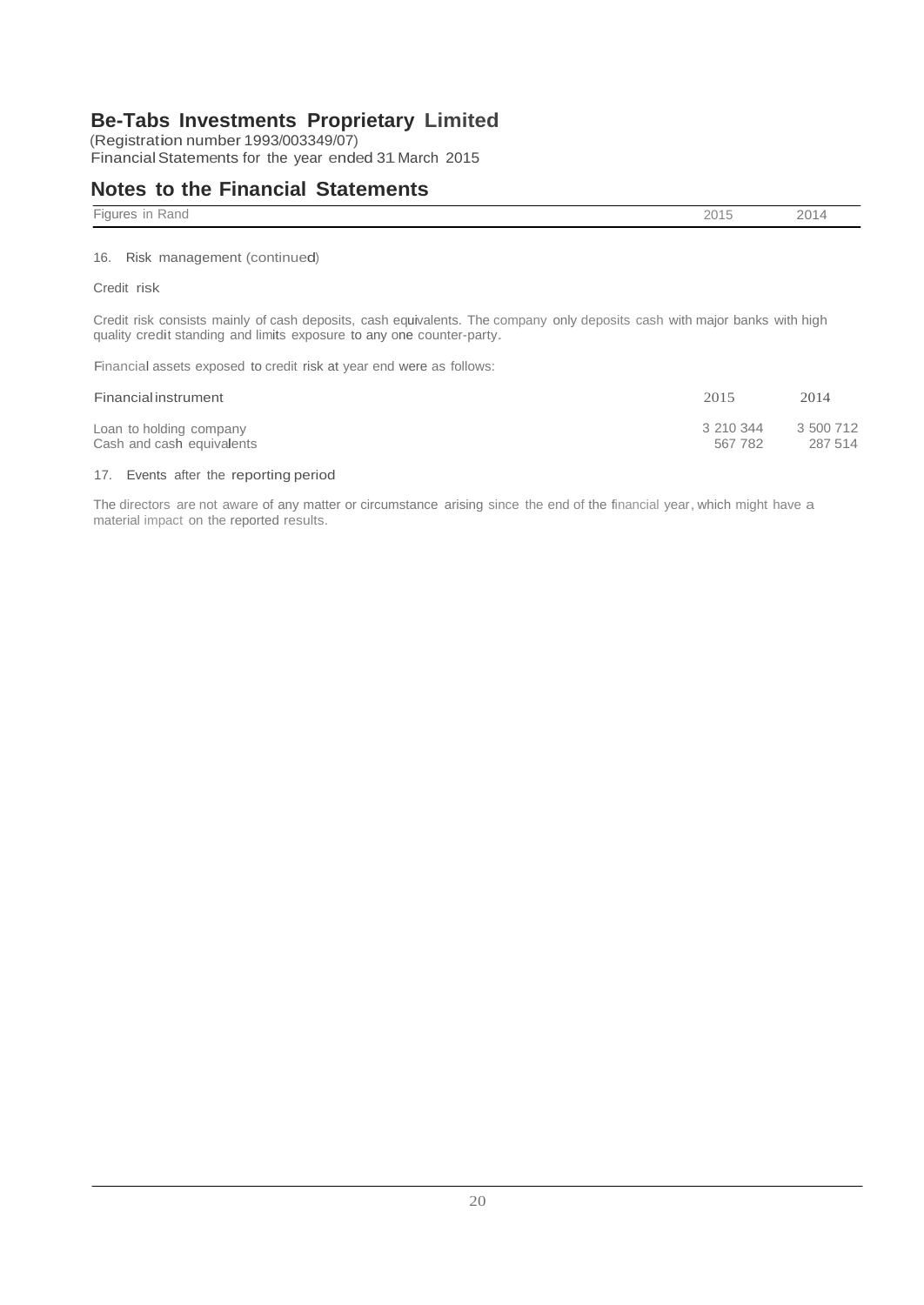# Be-Tabs Investments Proprietary Limited

(Registration number 1993/003349/07)
Financial Statements for the year ended 31 March 2015

## Notes to the Financial Statements

| Figures in Rand | 2015 | 2014 |
| --- | --- | --- |

16. Risk management (continued)

### Credit risk

Credit risk consists mainly of cash deposits, cash equivalents. The company only deposits cash with major banks with high quality credit standing and limits exposure to any one counter-party.

Financial assets exposed to credit risk at year end were as follows:

| Financial instrument | 2015 | 2014 |
| --- | --- | --- |
| Loan to holding company | 3 210 344 | 3 500 712 |
| Cash and cash equivalents | 567 782 | 287 514 |

17. Events after the reporting period

The directors are not aware of any matter or circumstance arising since the end of the financial year, which might have a material impact on the reported results.